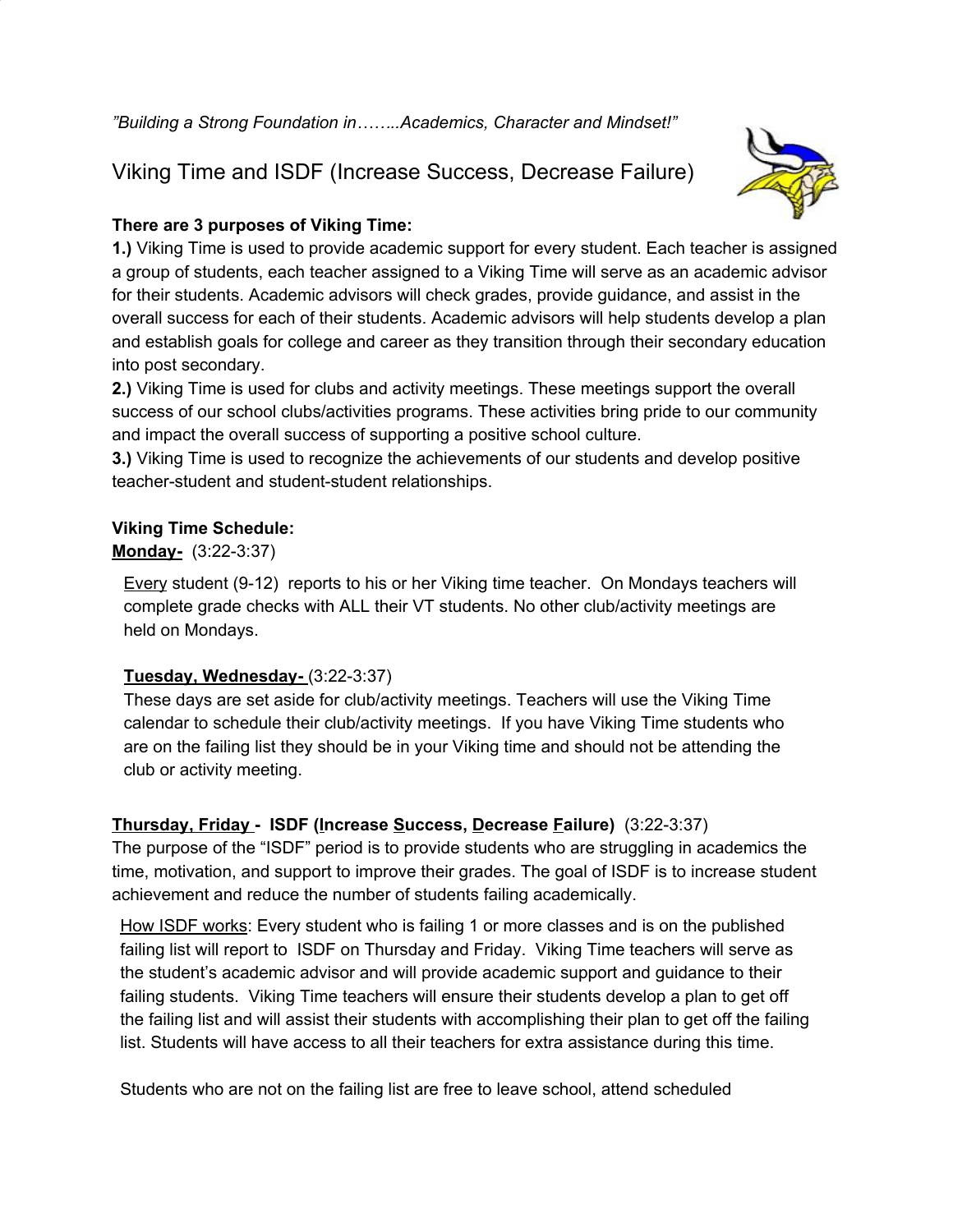*"Building a Strong Foundation in……..Academics, Character and Mindset!"*

# Viking Time and ISDF (Increase Success, Decrease Failure)

**There are 3 purposes of Viking Time:**

**1.)** Viking Time is used to provide academic support for every student. Each teacher is assigned a group of students, each teacher assigned to a Viking Time will serve as an academic advisor for their students. Academic advisors will check grades, provide guidance, and assist in the overall success for each of their students. Academic advisors will help students develop a plan and establish goals for college and career as they transition through their secondary education into post secondary.

**2.)** Viking Time is used for clubs and activity meetings. These meetings support the overall success of our school clubs/activities programs. These activities bring pride to our community and impact the overall success of supporting a positive school culture.

**3.)** Viking Time is used to recognize the achievements of our students and develop positive teacher-student and student-student relationships.

**Viking Time Schedule:**

**<u>Monday-</u>** (3:22-3:37)

<u>Every</u> student (9-12) reports to his or her Viking time teacher. On Mondays teachers will complete grade checks with ALL their VT students. No other club/activity meetings are held on Mondays.

**<u>Tuesday, Wednesday-</u>** (3:22-3:37)

These days are set aside for club/activity meetings. Teachers will use the Viking Time calendar to schedule their club/activity meetings. If you have Viking Time students who are on the failing list they should be in your Viking time and should not be attending the club or activity meeting.

**<u>Thursday, Friday</u> - ISDF (<u>I</u>ncrease <u>S</u>uccess, <u>D</u>ecrease <u>F</u>ailure)** (3:22-3:37)

The purpose of the "ISDF" period is to provide students who are struggling in academics the time, motivation, and support to improve their grades. The goal of ISDF is to increase student achievement and reduce the number of students failing academically.

<u>How ISDF works</u>: Every student who is failing 1 or more classes and is on the published failing list will report to ISDF on Thursday and Friday. Viking Time teachers will serve as the student's academic advisor and will provide academic support and guidance to their failing students. Viking Time teachers will ensure their students develop a plan to get off the failing list and will assist their students with accomplishing their plan to get off the failing list. Students will have access to all their teachers for extra assistance during this time.

Students who are not on the failing list are free to leave school, attend scheduled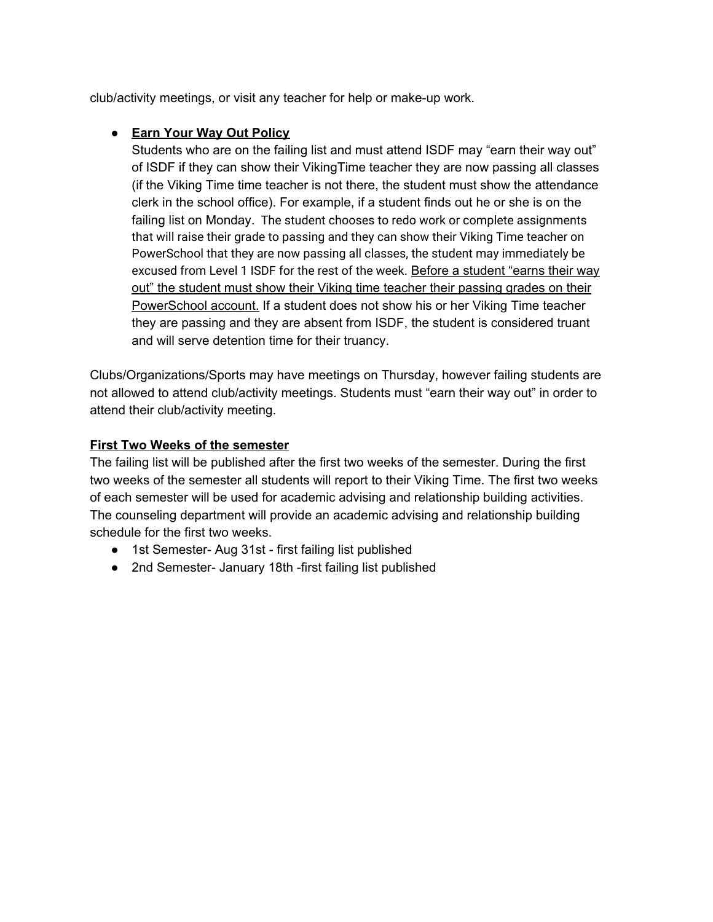club/activity meetings, or visit any teacher for help or make-up work.

- **Earn Your Way Out Policy**
  Students who are on the failing list and must attend ISDF may "earn their way out" of ISDF if they can show their VikingTime teacher they are now passing all classes (if the Viking Time time teacher is not there, the student must show the attendance clerk in the school office). For example, if a student finds out he or she is on the failing list on Monday. The student chooses to redo work or complete assignments that will raise their grade to passing and they can show their Viking Time teacher on PowerSchool that they are now passing all classes, the student may immediately be excused from Level 1 ISDF for the rest of the week. Before a student "earns their way out" the student must show their Viking time teacher their passing grades on their PowerSchool account. If a student does not show his or her Viking Time teacher they are passing and they are absent from ISDF, the student is considered truant and will serve detention time for their truancy.

Clubs/Organizations/Sports may have meetings on Thursday, however failing students are not allowed to attend club/activity meetings. Students must "earn their way out" in order to attend their club/activity meeting.

**First Two Weeks of the semester**

The failing list will be published after the first two weeks of the semester. During the first two weeks of the semester all students will report to their Viking Time. The first two weeks of each semester will be used for academic advising and relationship building activities. The counseling department will provide an academic advising and relationship building schedule for the first two weeks.

- 1st Semester- Aug 31st - first failing list published
- 2nd Semester- January 18th -first failing list published